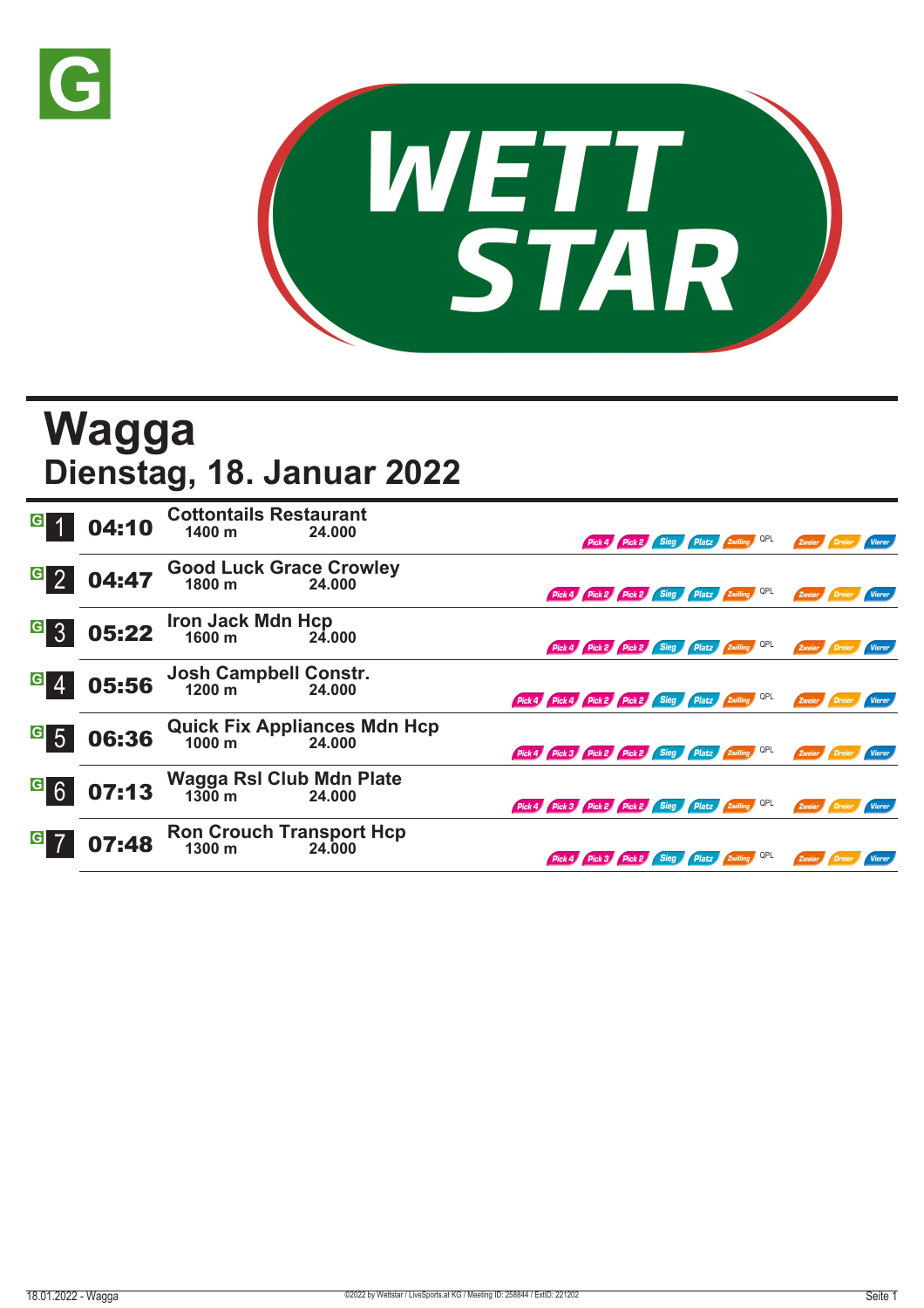# Wagga

## Dienstag, 18. Januar 2022

| Nr. | Zeit | Rennen | Distanz | Preisgeld | Wetten |
|---|---|---|---|---|---|
| 1 | 04:10 | Cottontails Restaurant | 1400 m | 24.000 | Pick 4, Pick 2, Sieg, Platz, Zwilling, QPL, Zweier, Dreier, Vierer |
| 2 | 04:47 | Good Luck Grace Crowley | 1800 m | 24.000 | Pick 4, Pick 2, Pick 2, Sieg, Platz, Zwilling, QPL, Zweier, Dreier, Vierer |
| 3 | 05:22 | Iron Jack Mdn Hcp | 1600 m | 24.000 | Pick 4, Pick 2, Pick 2, Sieg, Platz, Zwilling, QPL, Zweier, Dreier, Vierer |
| 4 | 05:56 | Josh Campbell Constr. | 1200 m | 24.000 | Pick 4, Pick 4, Pick 2, Pick 2, Sieg, Platz, Zwilling, QPL, Zweier, Dreier, Vierer |
| 5 | 06:36 | Quick Fix Appliances Mdn Hcp | 1000 m | 24.000 | Pick 4, Pick 3, Pick 2, Pick 2, Sieg, Platz, Zwilling, QPL, Zweier, Dreier, Vierer |
| 6 | 07:13 | Wagga Rsl Club Mdn Plate | 1300 m | 24.000 | Pick 4, Pick 3, Pick 2, Pick 2, Sieg, Platz, Zwilling, QPL, Zweier, Dreier, Vierer |
| 7 | 07:48 | Ron Crouch Transport Hcp | 1300 m | 24.000 | Pick 4, Pick 3, Pick 2, Sieg, Platz, Zwilling, QPL, Zweier, Dreier, Vierer |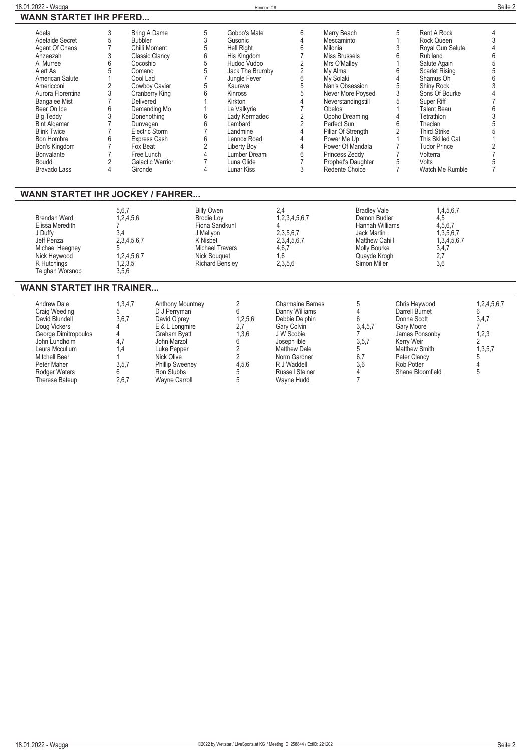## WANN STARTET IHR PFERD...

| Pferd | Rennen | Pferd | Rennen | Pferd | Rennen | Pferd | Rennen | Pferd | Rennen |
|---|---|---|---|---|---|---|---|---|---|
| Adela | 3 | Bring A Dame | 5 | Gobbo's Mate | 6 | Merry Beach | 5 | Rent A Rock | 4 |
| Adelaide Secret | 5 | Bubbler | 3 | Gusonic | 4 | Mescaminto | 1 | Rock Queen | 3 |
| Agent Of Chaos | 7 | Chilli Moment | 5 | Hell Right | 6 | Milonia | 3 | Royal Gun Salute | 4 |
| Ahzeezah | 3 | Classic Clancy | 6 | His Kingdom | 7 | Miss Brussels | 6 | Rubiland | 6 |
| Al Murree | 6 | Cocoshio | 5 | Hudoo Vudoo | 2 | Mrs O'Malley | 1 | Salute Again | 5 |
| Alert As | 5 | Comano | 5 | Jack The Brumby | 2 | My Alma | 6 | Scarlet Rising | 5 |
| American Salute | 1 | Cool Lad | 7 | Jungle Fever | 6 | My Solaki | 4 | Shamus Oh | 6 |
| Americconi | 2 | Cowboy Caviar | 5 | Kaurava | 5 | Nan's Obsession | 5 | Shiny Rock | 3 |
| Aurora Florentina | 3 | Cranberry King | 6 | Kinross | 5 | Never More Poysed | 3 | Sons Of Bourke | 4 |
| Bangalee Mist | 7 | Delivered | 1 | Kirkton | 4 | Neverstandingstill | 5 | Super Riff | 7 |
| Beer On Ice | 6 | Demanding Mo | 1 | La Valkyrie | 7 | Obelos | 1 | Talent Beau | 6 |
| Big Teddy | 3 | Donenothing | 6 | Lady Kermadec | 2 | Opoho Dreaming | 4 | Tetrathlon | 3 |
| Bint Alqamar | 7 | Dunvegan | 6 | Lambardi | 2 | Perfect Sun | 6 | Theclan | 5 |
| Blink Twice | 7 | Electric Storm | 7 | Landmine | 4 | Pillar Of Strength | 2 | Third Strike | 5 |
| Bon Hombre | 6 | Express Cash | 6 | Lennox Road | 4 | Power Me Up | 1 | This Skilled Cat | 1 |
| Bon's Kingdom | 7 | Fox Beat | 2 | Liberty Boy | 4 | Power Of Mandala | 7 | Tudor Prince | 2 |
| Bonvalante | 7 | Free Lunch | 4 | Lumber Dream | 6 | Princess Zeddy | 7 | Volterra | 7 |
| Bouddi | 2 | Galactic Warrior | 7 | Luna Glide | 7 | Prophet's Daughter | 5 | Volts | 5 |
| Bravado Lass | 4 | Gironde | 4 | Lunar Kiss | 3 | Redente Choice | 7 | Watch Me Rumble | 7 |

## WANN STARTET IHR JOCKEY / FAHRER...

| Jockey | Rennen | Jockey | Rennen | Jockey | Rennen |
|---|---|---|---|---|---|
| | 5,6,7 | Billy Owen | 2,4 | Bradley Vale | 1,4,5,6,7 |
| Brendan Ward | 1,2,4,5,6 | Brodie Loy | 1,2,3,4,5,6,7 | Damon Budler | 4,5 |
| Elissa Meredith | 7 | Fiona Sandkuhl | 4 | Hannah Williams | 4,5,6,7 |
| J Duffy | 3,4 | J Mallyon | 2,3,5,6,7 | Jack Martin | 1,3,5,6,7 |
| Jeff Penza | 2,3,4,5,6,7 | K Nisbet | 2,3,4,5,6,7 | Matthew Cahill | 1,3,4,5,6,7 |
| Michael Heagney | 5 | Michael Travers | 4,6,7 | Molly Bourke | 3,4,7 |
| Nick Heywood | 1,2,4,5,6,7 | Nick Souquet | 1,6 | Quayde Krogh | 2,7 |
| R Hutchings | 1,2,3,5 | Richard Bensley | 2,3,5,6 | Simon Miller | 3,6 |
| Teighan Worsnop | 3,5,6 | | | | |

## WANN STARTET IHR TRAINER...

| Trainer | Rennen | Trainer | Rennen | Trainer | Rennen | Trainer | Rennen |
|---|---|---|---|---|---|---|---|
| Andrew Dale | 1,3,4,7 | Anthony Mountney | 2 | Charmaine Barnes | 5 | Chris Heywood | 1,2,4,5,6,7 |
| Craig Weeding | 5 | D J Perryman | 6 | Danny Williams | 4 | Darrell Burnet | 6 |
| David Blundell | 3,6,7 | David O'prey | 1,2,5,6 | Debbie Delphin | 6 | Donna Scott | 3,4,7 |
| Doug Vickers | 4 | E & L Longmire | 2,7 | Gary Colvin | 3,4,5,7 | Gary Moore | 7 |
| George Dimitropoulos | 4 | Graham Byatt | 1,3,6 | J W Scobie | 7 | James Ponsonby | 1,2,3 |
| John Lundholm | 4,7 | John Marzol | 6 | Joseph Ible | 3,5,7 | Kerry Weir | 2 |
| Laura Mccullum | 1,4 | Luke Pepper | 2 | Matthew Dale | 5 | Matthew Smith | 1,3,5,7 |
| Mitchell Beer | 1 | Nick Olive | 2 | Norm Gardner | 6,7 | Peter Clancy | 5 |
| Peter Maher | 3,5,7 | Phillip Sweeney | 4,5,6 | R J Waddell | 3,6 | Rob Potter | 4 |
| Rodger Waters | 6 | Ron Stubbs | 5 | Russell Steiner | 4 | Shane Bloomfield | 5 |
| Theresa Bateup | 2,6,7 | Wayne Carroll | 5 | Wayne Hudd | 7 | | |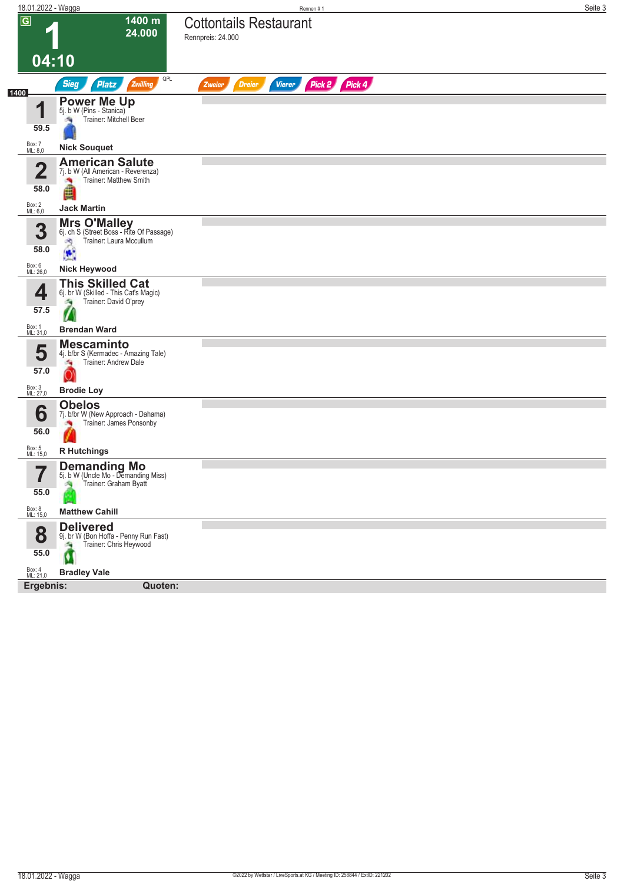# 1 — Cottontails Restaurant

**G** | 1400 m | 24.000 | **04:10**

Rennpreis: 24.000

Sieg | Platz | Zwilling | QPL | Zweier | Dreier | Vierer | Pick 2 | Pick 4

**1400**

| Nr. | Gewicht | Pferd | Details | Trainer | Jockey | Box | ML |
|---|---|---|---|---|---|---|---|
| 1 | 59.5 | **Power Me Up** | 5j. b W (Pins - Stanica) | Mitchell Beer | Nick Souquet | 7 | 8,0 |
| 2 | 58.0 | **American Salute** | 7j. b W (All American - Reverenza) | Matthew Smith | Jack Martin | 2 | 6,0 |
| 3 | 58.0 | **Mrs O'Malley** | 6j. ch S (Street Boss - Rite Of Passage) | Laura Mccullum | Nick Heywood | 6 | 26,0 |
| 4 | 57.5 | **This Skilled Cat** | 6j. br W (Skilled - This Cat's Magic) | David O'prey | Brendan Ward | 1 | 31,0 |
| 5 | 57.0 | **Mescaminto** | 4j. b/br S (Kermadec - Amazing Tale) | Andrew Dale | Brodie Loy | 3 | 27,0 |
| 6 | 56.0 | **Obelos** | 7j. b/br W (New Approach - Dahama) | James Ponsonby | R Hutchings | 5 | 15,0 |
| 7 | 55.0 | **Demanding Mo** | 5j. b W (Uncle Mo - Demanding Miss) | Graham Byatt | Matthew Cahill | 8 | 15,0 |
| 8 | 55.0 | **Delivered** | 9j. br W (Bon Hoffa - Penny Run Fast) | Chris Heywood | Bradley Vale | 4 | 21,0 |

**Ergebnis:** **Quoten:**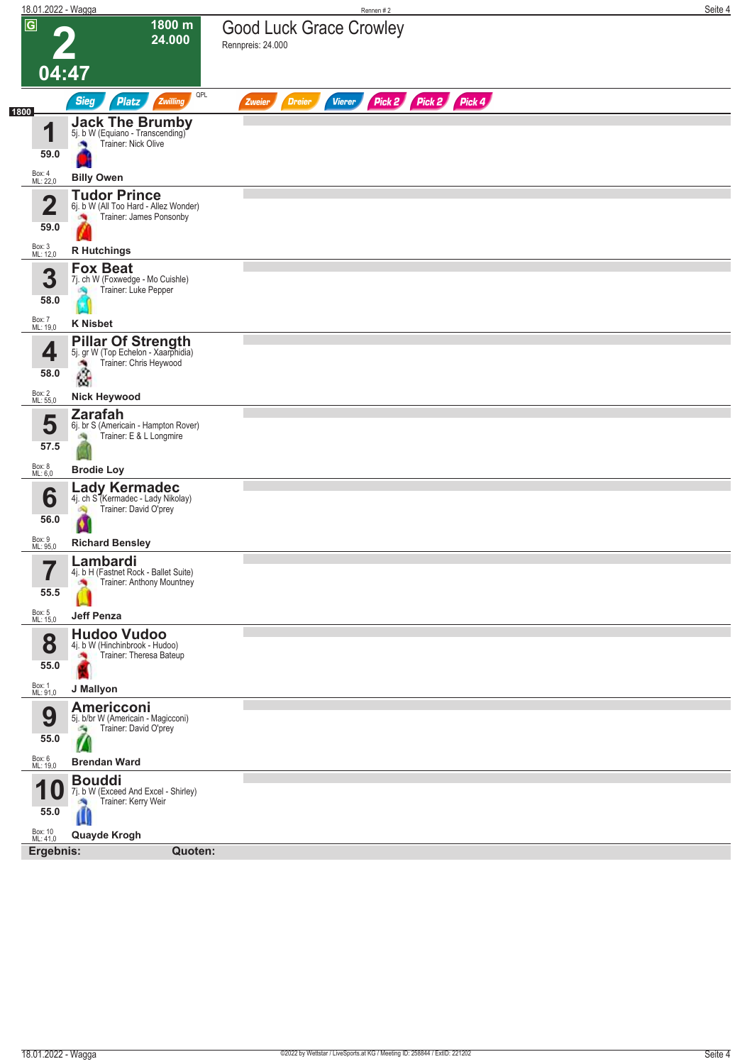# 2

**1800 m**
**24.000**

**04:47**

## Good Luck Grace Crowley

Rennpreis: 24.000

Sieg | Platz | Zwilling | QPL | Zweier | Dreier | Vierer | Pick 2 | Pick 2 | Pick 4

1800

| Nr. | Gewicht | Box / ML | Pferd | Abstammung | Trainer | Jockey |
|---|---|---|---|---|---|---|
| 1 | 59.0 | Box: 4 ML: 22,0 | **Jack The Brumby** | 5j. b W (Equiano - Transcending) | Trainer: Nick Olive | **Billy Owen** |
| 2 | 59.0 | Box: 3 ML: 12,0 | **Tudor Prince** | 6j. b W (All Too Hard - Allez Wonder) | Trainer: James Ponsonby | **R Hutchings** |
| 3 | 58.0 | Box: 7 ML: 19,0 | **Fox Beat** | 7j. ch W (Foxwedge - Mo Cuishle) | Trainer: Luke Pepper | **K Nisbet** |
| 4 | 58.0 | Box: 2 ML: 55,0 | **Pillar Of Strength** | 5j. gr W (Top Echelon - Xaarphidia) | Trainer: Chris Heywood | **Nick Heywood** |
| 5 | 57.5 | Box: 8 ML: 6,0 | **Zarafah** | 6j. br S (Americain - Hampton Rover) | Trainer: E & L Longmire | **Brodie Loy** |
| 6 | 56.0 | Box: 9 ML: 95,0 | **Lady Kermadec** | 4j. ch S (Kermadec - Lady Nikolay) | Trainer: David O'prey | **Richard Bensley** |
| 7 | 55.5 | Box: 5 ML: 15,0 | **Lambardi** | 4j. b H (Fastnet Rock - Ballet Suite) | Trainer: Anthony Mountney | **Jeff Penza** |
| 8 | 55.0 | Box: 1 ML: 91,0 | **Hudoo Vudoo** | 4j. b W (Hinchinbrook - Hudoo) | Trainer: Theresa Bateup | **J Mallyon** |
| 9 | 55.0 | Box: 6 ML: 19,0 | **Americconi** | 5j. b/br W (Americain - Magicconi) | Trainer: David O'prey | **Brendan Ward** |
| 10 | 55.0 | Box: 10 ML: 41,0 | **Bouddi** | 7j. b W (Exceed And Excel - Shirley) | Trainer: Kerry Weir | **Quayde Krogh** |

**Ergebnis:** **Quoten:**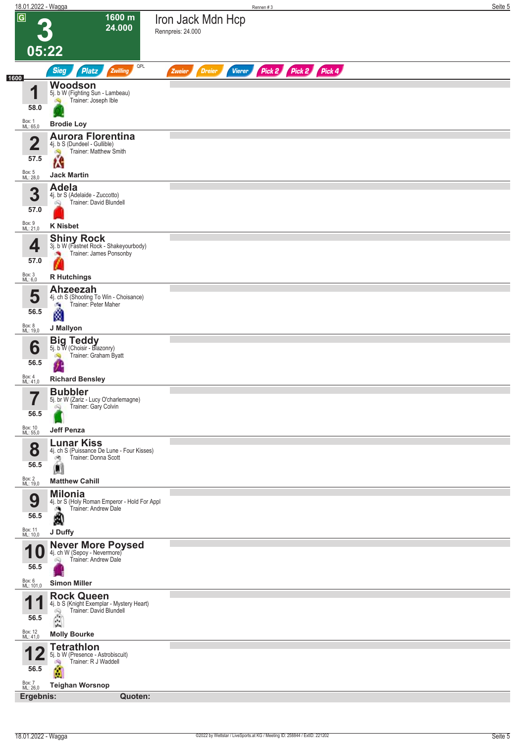# 3 — 05:22 — 1600 m — 24.000

## Iron Jack Mdn Hcp

Rennpreis: 24.000

Sieg | Platz | Zwilling | QPL | Zweier | Dreier | Vierer | Pick 2 | Pick 2 | Pick 4

1600

| Nr. | Pferd | Gewicht | Box / ML | Reiter |
|---|---|---|---|---|
| 1 | **Woodson** 5j. b W (Fighting Sun - Lambeau) Trainer: Joseph Ible | 58.0 | Box: 1 ML: 65,0 | **Brodie Loy** |
| 2 | **Aurora Florentina** 4j. b S (Dundeel - Gullible) Trainer: Matthew Smith | 57.5 | Box: 5 ML: 28,0 | **Jack Martin** |
| 3 | **Adela** 4j. br S (Adelaide - Zuccotto) Trainer: David Blundell | 57.0 | Box: 9 ML: 21,0 | **K Nisbet** |
| 4 | **Shiny Rock** 3j. b W (Fastnet Rock - Shakeyourbody) Trainer: James Ponsonby | 57.0 | Box: 3 ML: 6,0 | **R Hutchings** |
| 5 | **Ahzeezah** 4j. ch S (Shooting To Win - Choisance) Trainer: Peter Maher | 56.5 | Box: 8 ML: 19,0 | **J Mallyon** |
| 6 | **Big Teddy** 5j. b W (Choisir - Blazonry) Trainer: Graham Byatt | 56.5 | Box: 4 ML: 41,0 | **Richard Bensley** |
| 7 | **Bubbler** 5j. br W (Zariz - Lucy O'charlemagne) Trainer: Gary Colvin | 56.5 | Box: 10 ML: 55,0 | **Jeff Penza** |
| 8 | **Lunar Kiss** 4j. ch S (Puissance De Lune - Four Kisses) Trainer: Donna Scott | 56.5 | Box: 2 ML: 19,0 | **Matthew Cahill** |
| 9 | **Milonia** 4j. br S (Holy Roman Emperor - Hold For Appl Trainer: Andrew Dale | 56.5 | Box: 11 ML: 10,0 | **J Duffy** |
| 10 | **Never More Poysed** 4j. ch W (Sepoy - Nevermore) Trainer: Andrew Dale | 56.5 | Box: 6 ML: 101,0 | **Simon Miller** |
| 11 | **Rock Queen** 4j. b S (Knight Exemplar - Mystery Heart) Trainer: David Blundell | 56.5 | Box: 12 ML: 41,0 | **Molly Bourke** |
| 12 | **Tetrathlon** 5j. b W (Presence - Astrobiscuit) Trainer: R J Waddell | 56.5 | Box: 7 ML: 26,0 | **Teighan Worsnop** |

**Ergebnis:** **Quoten:**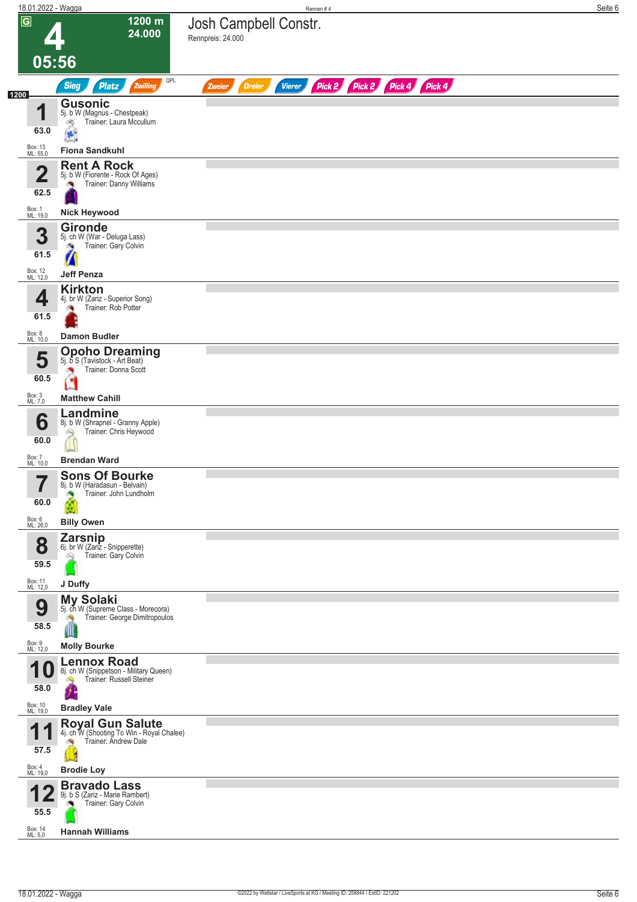# 4

**1200 m**
**24.000**

**05:56**

## Josh Campbell Constr.

Rennpreis: 24.000

Sieg | Platz | Zwilling | QPL | Zweier | Dreier | Vierer | Pick 2 | Pick 2 | Pick 4 | Pick 4

1200

| Nr. | Gewicht | Pferd | Details | Trainer | Jockey | Box | ML |
|---|---|---|---|---|---|---|---|
| 1 | 63.0 | **Gusonic** | 5j. b W (Magnus - Chestpeak) | Laura Mccullum | **Fiona Sandkuhl** | 13 | 55,0 |
| 2 | 62.5 | **Rent A Rock** | 5j. b W (Fiorente - Rock Of Ages) | Danny Williams | **Nick Heywood** | 1 | 19,0 |
| 3 | 61.5 | **Gironde** | 5j. ch W (War - Deluga Lass) | Gary Colvin | **Jeff Penza** | 12 | 12,0 |
| 4 | 61.5 | **Kirkton** | 4j. br W (Zariz - Superior Song) | Rob Potter | **Damon Budler** | 8 | 10,0 |
| 5 | 60.5 | **Opoho Dreaming** | 5j. b S (Tavistock - Art Beat) | Donna Scott | **Matthew Cahill** | 3 | 7,0 |
| 6 | 60.0 | **Landmine** | 8j. b W (Shrapnel - Granny Apple) | Chris Heywood | **Brendan Ward** | 7 | 10,0 |
| 7 | 60.0 | **Sons Of Bourke** | 8j. b W (Haradasun - Belvain) | John Lundholm | **Billy Owen** | 6 | 26,0 |
| 8 | 59.5 | **Zarsnip** | 6j. br W (Zariz - Snipperette) | Gary Colvin | **J Duffy** | 11 | 12,0 |
| 9 | 58.5 | **My Solaki** | 5j. ch W (Supreme Class - Morecora) | George Dimitropoulos | **Molly Bourke** | 9 | 12,0 |
| 10 | 58.0 | **Lennox Road** | 8j. ch W (Snippetson - Military Queen) | Russell Steiner | **Bradley Vale** | 10 | 19,0 |
| 11 | 57.5 | **Royal Gun Salute** | 4j. ch W (Shooting To Win - Royal Chalee) | Andrew Dale | **Brodie Loy** | 4 | 19,0 |
| 12 | 55.5 | **Bravado Lass** | 9j. b S (Zariz - Marie Rambert) | Gary Colvin | **Hannah Williams** | 14 | 5,0 |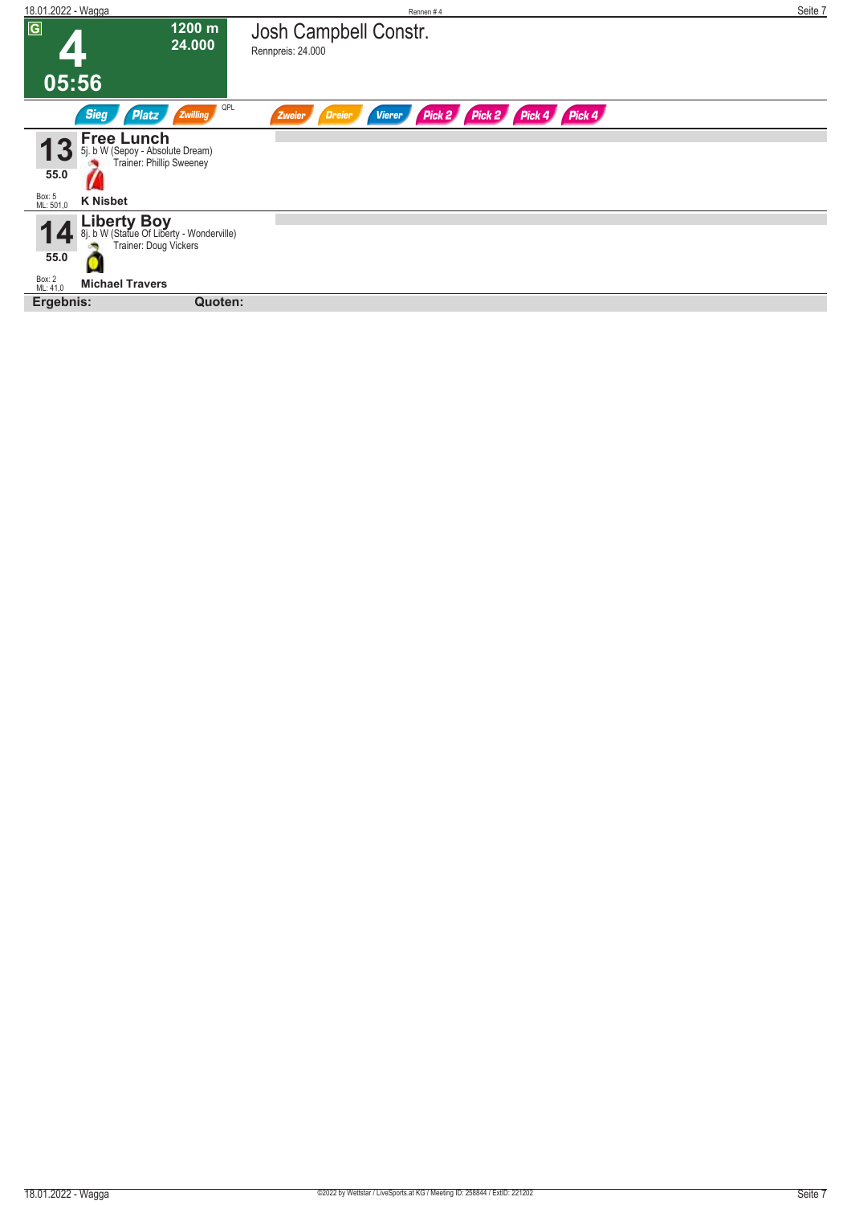## 4

**1200 m**
**24.000**

**05:56**

# Josh Campbell Constr.

Rennpreis: 24.000

Sieg | Platz | Zwilling | QPL | Zweier | Dreier | Vierer | Pick 2 | Pick 2 | Pick 4 | Pick 4

**13** **Free Lunch**
5j. b W (Sepoy - Absolute Dream)
Trainer: Phillip Sweeney
55.0
Box: 5
ML: 501,0
**K Nisbet**

**14** **Liberty Boy**
8j. b W (Statue Of Liberty - Wonderville)
Trainer: Doug Vickers
55.0
Box: 2
ML: 41,0
**Michael Travers**

**Ergebnis:** **Quoten:**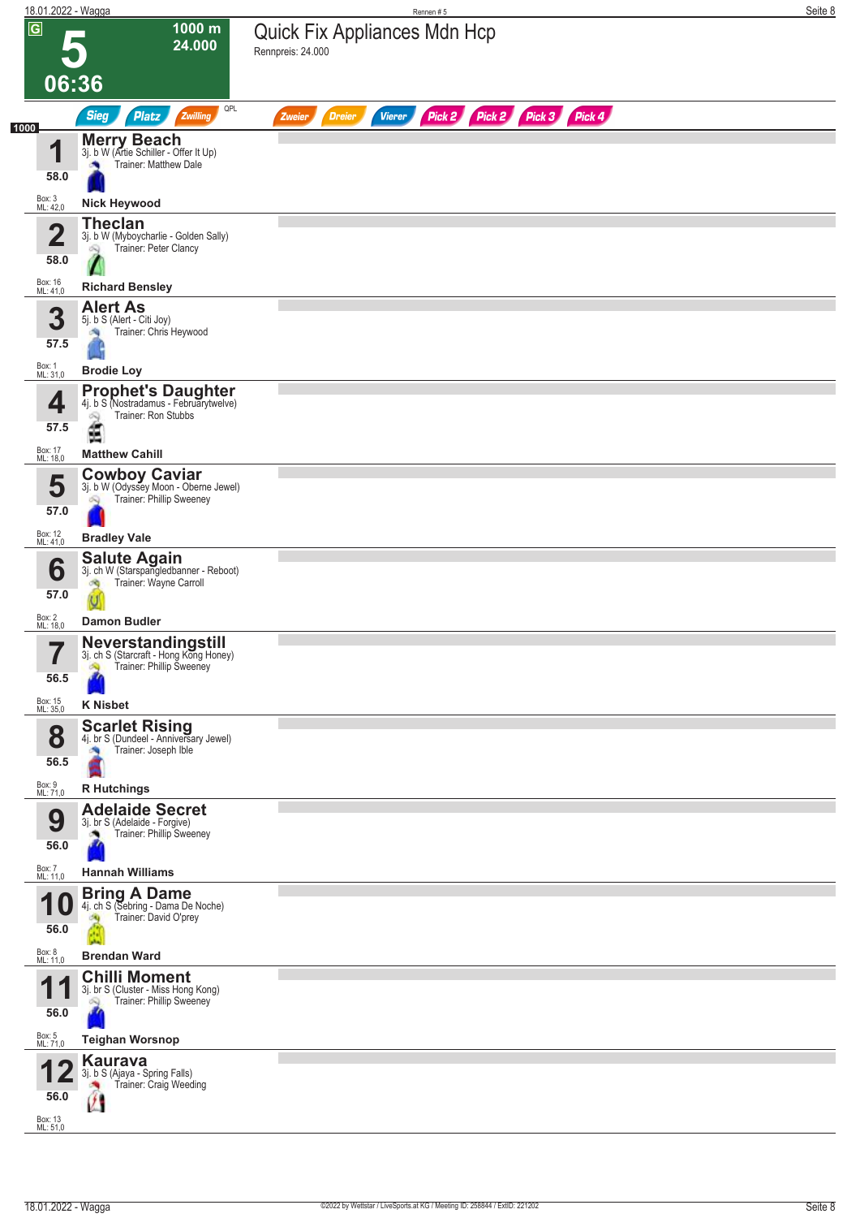# 5 — Quick Fix Appliances Mdn Hcp

G | 1000 m | 24.000 | 06:36

Rennpreis: 24.000

Sieg | Platz | Zwilling | QPL | Zweier | Dreier | Vierer | Pick 2 | Pick 2 | Pick 3 | Pick 4

**1000**

| Nr. | Gewicht | Box | ML | Pferd | Details | Trainer | Jockey |
|---|---|---|---|---|---|---|---|
| 1 | 58.0 | 3 | 42,0 | **Merry Beach** | 3j. b W (Artie Schiller - Offer It Up) | Matthew Dale | Nick Heywood |
| 2 | 58.0 | 16 | 41,0 | **Theclan** | 3j. b W (Myboycharlie - Golden Sally) | Peter Clancy | Richard Bensley |
| 3 | 57.5 | 1 | 31,0 | **Alert As** | 5j. b S (Alert - Citi Joy) | Chris Heywood | Brodie Loy |
| 4 | 57.5 | 17 | 18,0 | **Prophet's Daughter** | 4j. b S (Nostradamus - Februarytwelve) | Ron Stubbs | Matthew Cahill |
| 5 | 57.0 | 12 | 41,0 | **Cowboy Caviar** | 3j. b W (Odyssey Moon - Oberne Jewel) | Phillip Sweeney | Bradley Vale |
| 6 | 57.0 | 2 | 18,0 | **Salute Again** | 3j. ch W (Starspangledbanner - Reboot) | Wayne Carroll | Damon Budler |
| 7 | 56.5 | 15 | 35,0 | **Neverstandingstill** | 3j. ch S (Starcraft - Hong Kong Honey) | Phillip Sweeney | K Nisbet |
| 8 | 56.5 | 9 | 71,0 | **Scarlet Rising** | 4j. br S (Dundeel - Anniversary Jewel) | Joseph Ible | R Hutchings |
| 9 | 56.0 | 7 | 11,0 | **Adelaide Secret** | 3j. br S (Adelaide - Forgive) | Phillip Sweeney | Hannah Williams |
| 10 | 56.0 | 8 | 11,0 | **Bring A Dame** | 4j. ch S (Sebring - Dama De Noche) | David O'prey | Brendan Ward |
| 11 | 56.0 | 5 | 71,0 | **Chilli Moment** | 3j. br S (Cluster - Miss Hong Kong) | Phillip Sweeney | Teighan Worsnop |
| 12 | 56.0 | 13 | 51,0 | **Kaurava** | 3j. b S (Ajaya - Spring Falls) | Craig Weeding | |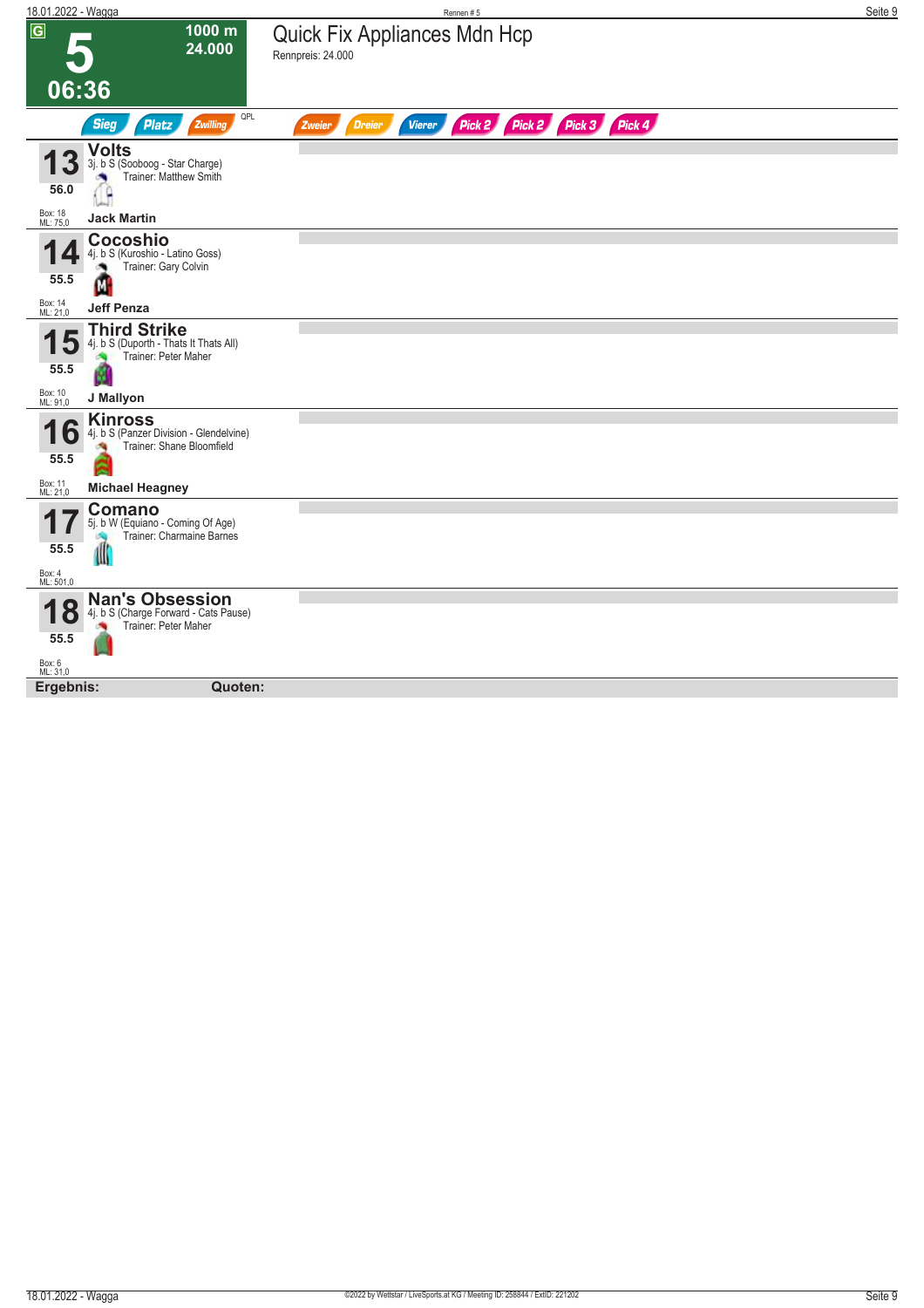# 5

1000 m
24.000

06:36

## Quick Fix Appliances Mdn Hcp

Rennpreis: 24.000

Sieg | Platz | Zwilling | QPL | Zweier | Dreier | Vierer | Pick 2 | Pick 2 | Pick 3 | Pick 4

**13** **Volts**
3j. b S (Sooboog - Star Charge)
Trainer: Matthew Smith
56.0
Box: 18
ML: 75,0
**Jack Martin**

**14** **Cocoshio**
4j. b S (Kuroshio - Latino Goss)
Trainer: Gary Colvin
55.5
Box: 14
ML: 21,0
**Jeff Penza**

**15** **Third Strike**
4j. b S (Duporth - Thats It Thats All)
Trainer: Peter Maher
55.5
Box: 10
ML: 91,0
**J Mallyon**

**16** **Kinross**
4j. b S (Panzer Division - Glendelvine)
Trainer: Shane Bloomfield
55.5
Box: 11
ML: 21,0
**Michael Heagney**

**17** **Comano**
5j. b W (Equiano - Coming Of Age)
Trainer: Charmaine Barnes
55.5
Box: 4
ML: 501,0

**18** **Nan's Obsession**
4j. b S (Charge Forward - Cats Pause)
Trainer: Peter Maher
55.5
Box: 6
ML: 31,0

**Ergebnis:** **Quoten:**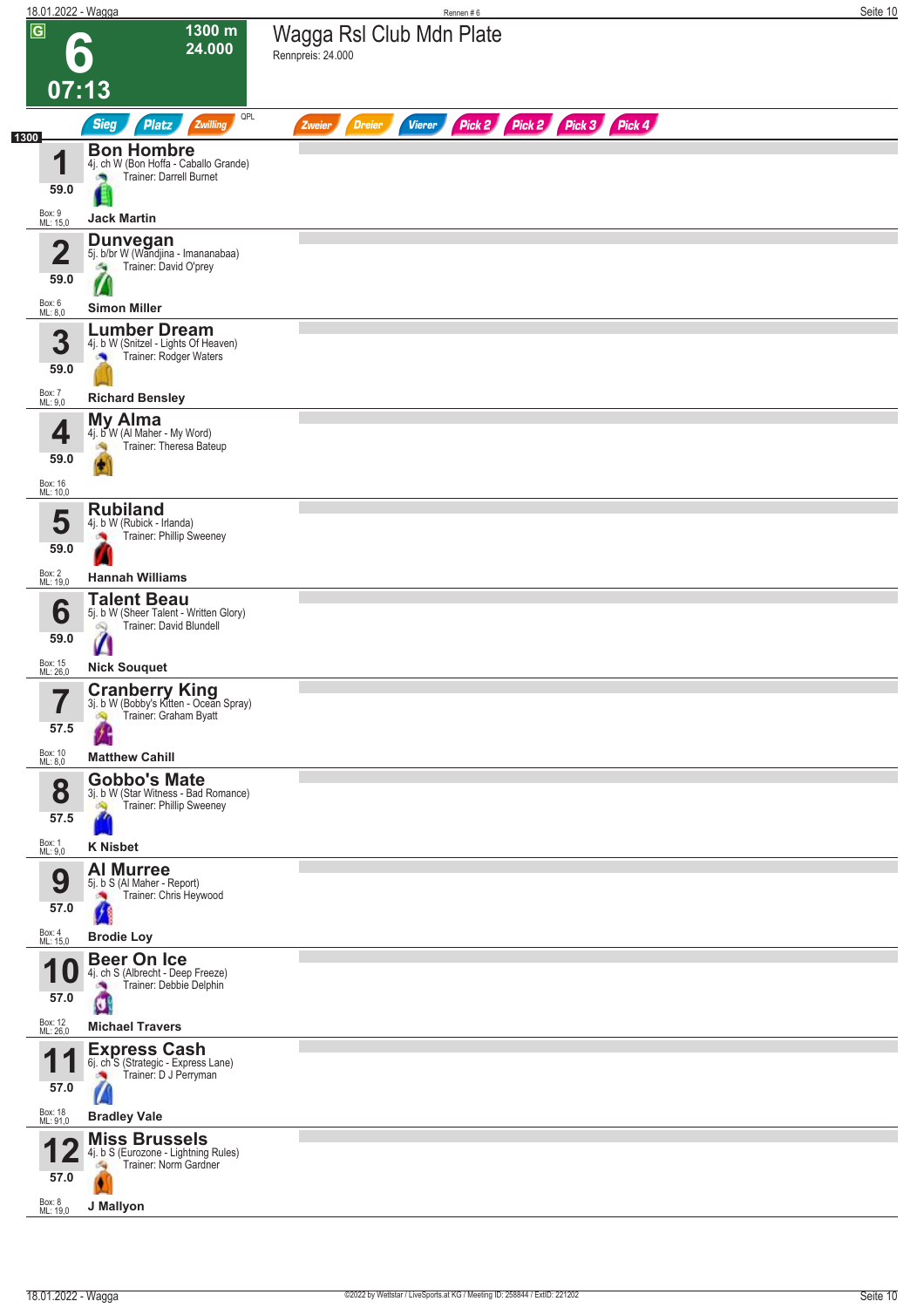# 6

**1300 m**
**24.000**

**07:13**

## Wagga Rsl Club Mdn Plate

Rennpreis: 24.000

Sieg | Platz | Zwilling | QPL | Zweier | Dreier | Vierer | Pick 2 | Pick 2 | Pick 3 | Pick 4

1300

| Nr. | Pferd | Gewicht | Box | ML | Jockey |
|---|---|---|---|---|---|
| 1 | **Bon Hombre** 4j. ch W (Bon Hoffa - Caballo Grande) Trainer: Darrell Burnet | 59.0 | 9 | 15,0 | Jack Martin |
| 2 | **Dunvegan** 5j. b/br W (Wandjina - Imananabaa) Trainer: David O'prey | 59.0 | 6 | 8,0 | Simon Miller |
| 3 | **Lumber Dream** 4j. b W (Snitzel - Lights Of Heaven) Trainer: Rodger Waters | 59.0 | 7 | 9,0 | Richard Bensley |
| 4 | **My Alma** 4j. b W (Al Maher - My Word) Trainer: Theresa Bateup | 59.0 | 16 | 10,0 | |
| 5 | **Rubiland** 4j. b W (Rubick - Irlanda) Trainer: Phillip Sweeney | 59.0 | 2 | 19,0 | Hannah Williams |
| 6 | **Talent Beau** 5j. b W (Sheer Talent - Written Glory) Trainer: David Blundell | 59.0 | 15 | 26,0 | Nick Souquet |
| 7 | **Cranberry King** 3j. b W (Bobby's Kitten - Ocean Spray) Trainer: Graham Byatt | 57.5 | 10 | 8,0 | Matthew Cahill |
| 8 | **Gobbo's Mate** 3j. b W (Star Witness - Bad Romance) Trainer: Phillip Sweeney | 57.5 | 1 | 9,0 | K Nisbet |
| 9 | **Al Murree** 5j. b S (Al Maher - Report) Trainer: Chris Heywood | 57.0 | 4 | 15,0 | Brodie Loy |
| 10 | **Beer On Ice** 4j. ch S (Albrecht - Deep Freeze) Trainer: Debbie Delphin | 57.0 | 12 | 26,0 | Michael Travers |
| 11 | **Express Cash** 6j. ch S (Strategic - Express Lane) Trainer: D J Perryman | 57.0 | 18 | 91,0 | Bradley Vale |
| 12 | **Miss Brussels** 4j. b S (Eurozone - Lightning Rules) Trainer: Norm Gardner | 57.0 | 8 | 19,0 | J Mallyon |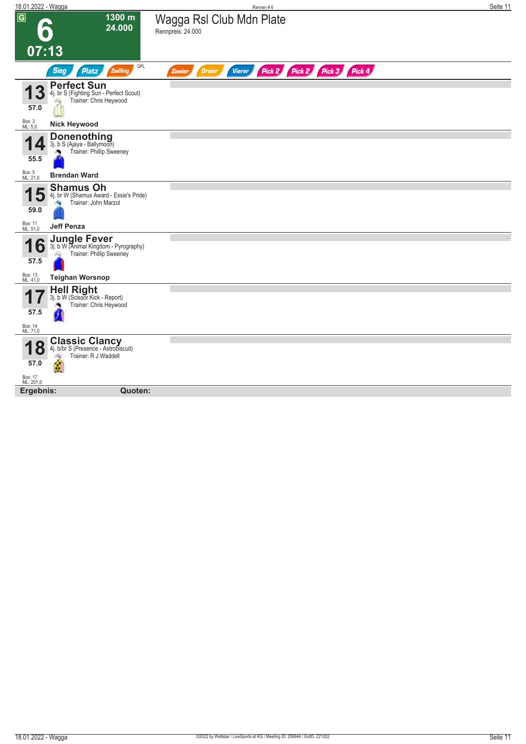# 6

**1300 m**
**24.000**

**07:13**

## Wagga Rsl Club Mdn Plate

Rennpreis: 24.000

Sieg | Platz | Zwilling | QPL | Zweier | Dreier | Vierer | Pick 2 | Pick 2 | Pick 3 | Pick 4

---

**13** — **Perfect Sun**
4j. br S (Fighting Sun - Perfect Scout)
Trainer: Chris Heywood
57.0
Box: 3
ML: 5,0
**Nick Heywood**

---

**14** — **Donenothing**
3j. b S (Ajaya - Ballymoon)
Trainer: Phillip Sweeney
55.5
Box: 5
ML: 21,0
**Brendan Ward**

---

**15** — **Shamus Oh**
4j. br W (Shamus Award - Essie's Pride)
Trainer: John Marzol
59.0
Box: 11
ML: 51,0
**Jeff Penza**

---

**16** — **Jungle Fever**
3j. b W (Animal Kingdom - Pyrography)
Trainer: Phillip Sweeney
57.5
Box: 13
ML: 41,0
**Teighan Worsnop**

---

**17** — **Hell Right**
3j. b W (Scissor Kick - Report)
Trainer: Chris Heywood
57.5
Box: 14
ML: 71,0

---

**18** — **Classic Clancy**
4j. b/br S (Presence - Astrobiscuit)
Trainer: R J Waddell
57.0
Box: 17
ML: 201,0

---

**Ergebnis:** **Quoten:**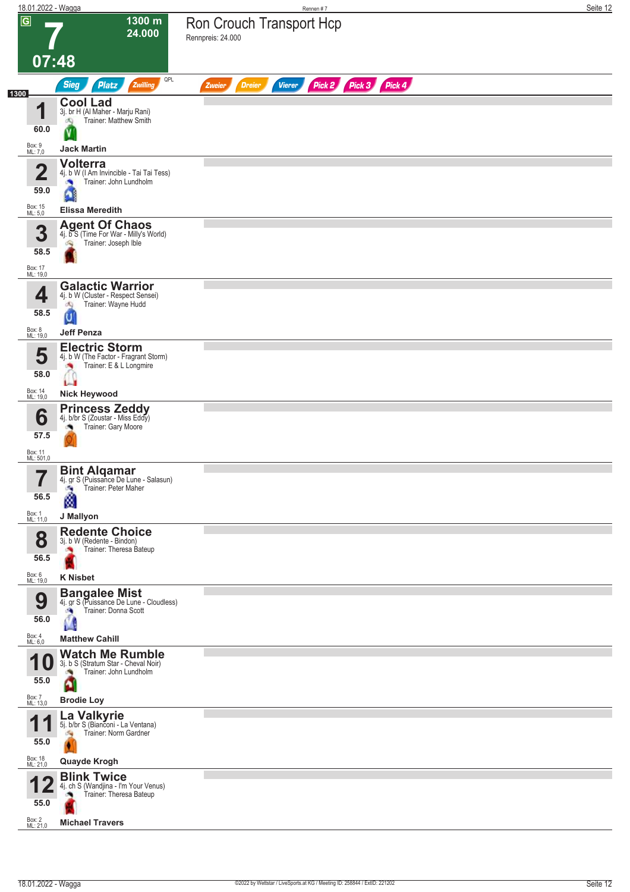# 7

**1300 m**
**24.000**
**07:48**

## Ron Crouch Transport Hcp

Rennpreis: 24.000

Sieg | Platz | Zwilling | QPL | Zweier | Dreier | Vierer | Pick 2 | Pick 3 | Pick 4

1300

| Nr. | Gewicht | Pferd | Box | ML | Jockey |
|---|---|---|---|---|---|
| 1 | 60.0 | **Cool Lad** – 3j. br H (Al Maher - Marju Rani) – Trainer: Matthew Smith | 9 | 7,0 | Jack Martin |
| 2 | 59.0 | **Volterra** – 4j. b W (I Am Invincible - Tai Tai Tess) – Trainer: John Lundholm | 15 | 5,0 | Elissa Meredith |
| 3 | 58.5 | **Agent Of Chaos** – 4j. b S (Time For War - Milly's World) – Trainer: Joseph Ible | 17 | 19,0 | |
| 4 | 58.5 | **Galactic Warrior** – 4j. b W (Cluster - Respect Sensei) – Trainer: Wayne Hudd | 8 | 19,0 | Jeff Penza |
| 5 | 58.0 | **Electric Storm** – 4j. b W (The Factor - Fragrant Storm) – Trainer: E & L Longmire | 14 | 19,0 | Nick Heywood |
| 6 | 57.5 | **Princess Zeddy** – 4j. b/br S (Zoustar - Miss Eddy) – Trainer: Gary Moore | 11 | 501,0 | |
| 7 | 56.5 | **Bint Alqamar** – 4j. gr S (Puissance De Lune - Salasun) – Trainer: Peter Maher | 1 | 11,0 | J Mallyon |
| 8 | 56.5 | **Redente Choice** – 3j. b W (Redente - Bindon) – Trainer: Theresa Bateup | 6 | 19,0 | K Nisbet |
| 9 | 56.0 | **Bangalee Mist** – 4j. gr S (Puissance De Lune - Cloudless) – Trainer: Donna Scott | 4 | 6,0 | Matthew Cahill |
| 10 | 55.0 | **Watch Me Rumble** – 3j. b S (Stratum Star - Cheval Noir) – Trainer: John Lundholm | 7 | 13,0 | Brodie Loy |
| 11 | 55.0 | **La Valkyrie** – 5j. b/br S (Bianconi - La Ventana) – Trainer: Norm Gardner | 18 | 21,0 | Quayde Krogh |
| 12 | 55.0 | **Blink Twice** – 4j. ch S (Wandjina - I'm Your Venus) – Trainer: Theresa Bateup | 2 | 21,0 | Michael Travers |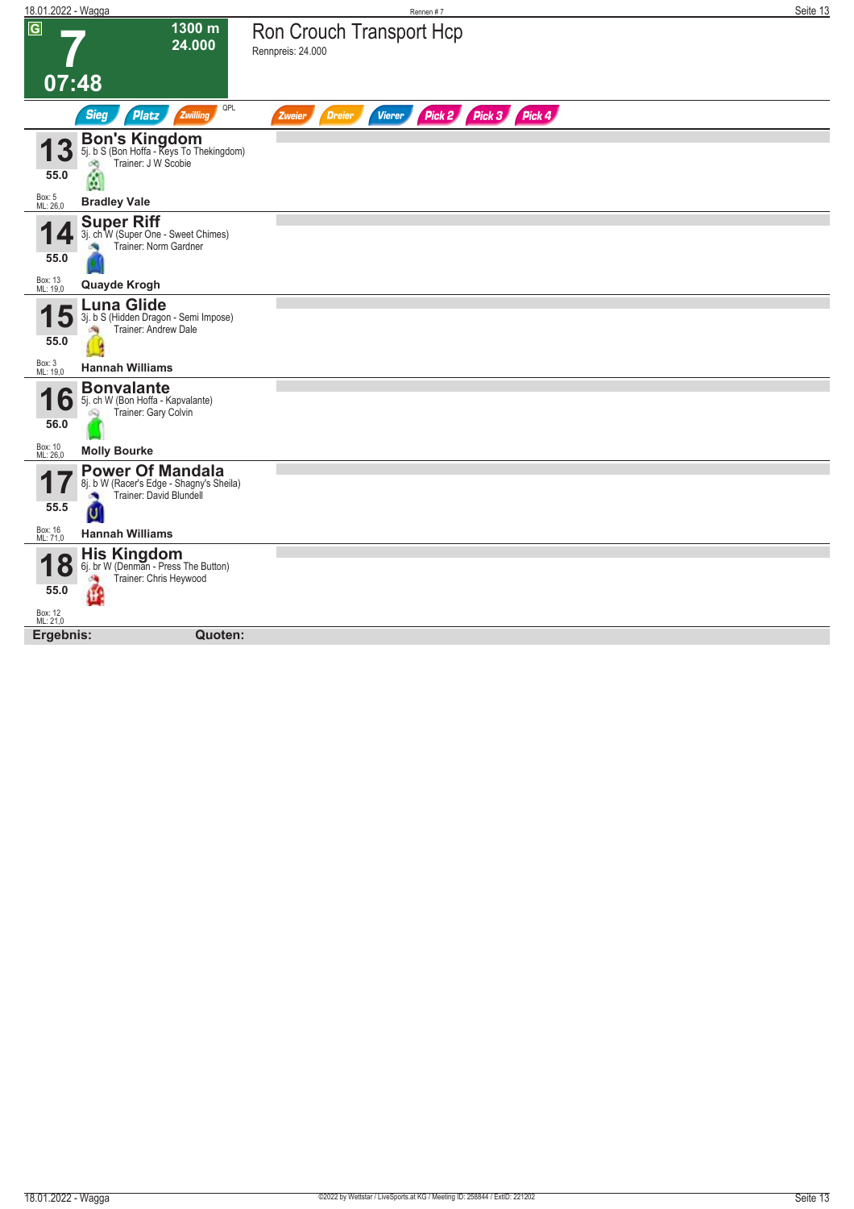G **7**

1300 m
24.000

07:48

# Ron Crouch Transport Hcp

Rennpreis: 24.000

Sieg | Platz | Zwilling | QPL | Zweier | Dreier | Vierer | Pick 2 | Pick 3 | Pick 4

**13** **Bon's Kingdom**
5j. b S (Bon Hoffa - Keys To Thekingdom)
Trainer: J W Scobie
55.0
Box: 5
ML: 26,0
**Bradley Vale**

**14** **Super Riff**
3j. ch W (Super One - Sweet Chimes)
Trainer: Norm Gardner
55.0
Box: 13
ML: 19,0
**Quayde Krogh**

**15** **Luna Glide**
3j. b S (Hidden Dragon - Semi Impose)
Trainer: Andrew Dale
55.0
Box: 3
ML: 19,0
**Hannah Williams**

**16** **Bonvalante**
5j. ch W (Bon Hoffa - Kapvalante)
Trainer: Gary Colvin
56.0
Box: 10
ML: 26,0
**Molly Bourke**

**17** **Power Of Mandala**
8j. b W (Racer's Edge - Shagny's Sheila)
Trainer: David Blundell
55.5
Box: 16
ML: 71,0
**Hannah Williams**

**18** **His Kingdom**
6j. br W (Denman - Press The Button)
Trainer: Chris Heywood
55.0
Box: 12
ML: 21,0

**Ergebnis:** **Quoten:**